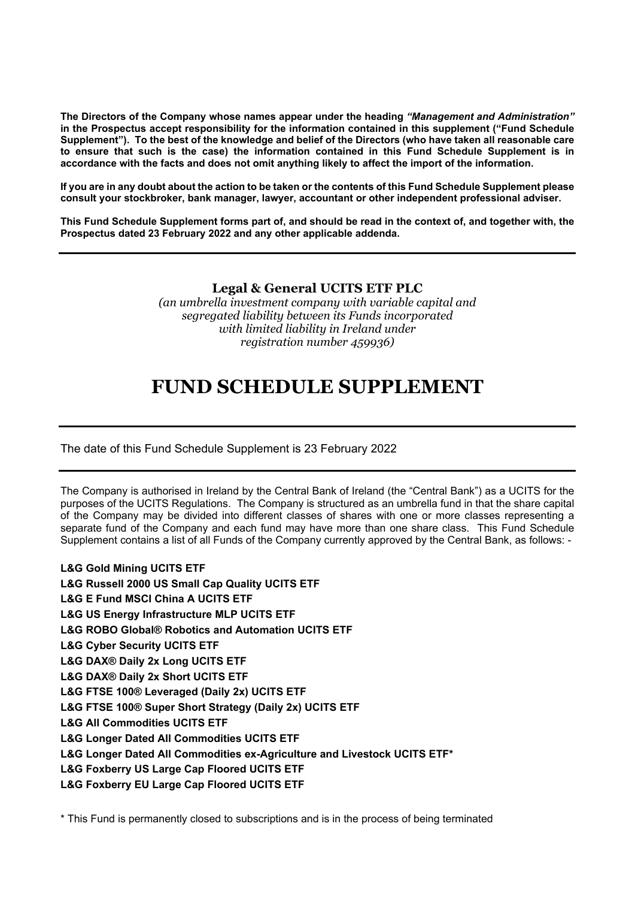**The Directors of the Company whose names appear under the heading *"Management and Administration"* in the Prospectus accept responsibility for the information contained in this supplement ("Fund Schedule Supplement"). To the best of the knowledge and belief of the Directors (who have taken all reasonable care to ensure that such is the case) the information contained in this Fund Schedule Supplement is in accordance with the facts and does not omit anything likely to affect the import of the information.**

**If you are in any doubt about the action to be taken or the contents of this Fund Schedule Supplement please consult your stockbroker, bank manager, lawyer, accountant or other independent professional adviser.**

**This Fund Schedule Supplement forms part of, and should be read in the context of, and together with, the Prospectus dated 23 February 2022 and any other applicable addenda.**

---

**Legal & General UCITS ETF PLC**

*(an umbrella investment company with variable capital and segregated liability between its Funds incorporated with limited liability in Ireland under registration number 459936)*

# FUND SCHEDULE SUPPLEMENT

---

The date of this Fund Schedule Supplement is 23 February 2022

---

The Company is authorised in Ireland by the Central Bank of Ireland (the "Central Bank") as a UCITS for the purposes of the UCITS Regulations. The Company is structured as an umbrella fund in that the share capital of the Company may be divided into different classes of shares with one or more classes representing a separate fund of the Company and each fund may have more than one share class. This Fund Schedule Supplement contains a list of all Funds of the Company currently approved by the Central Bank, as follows: -

**L&G Gold Mining UCITS ETF**
**L&G Russell 2000 US Small Cap Quality UCITS ETF**
**L&G E Fund MSCI China A UCITS ETF**
**L&G US Energy Infrastructure MLP UCITS ETF**
**L&G ROBO Global® Robotics and Automation UCITS ETF**
**L&G Cyber Security UCITS ETF**
**L&G DAX® Daily 2x Long UCITS ETF**
**L&G DAX® Daily 2x Short UCITS ETF**
**L&G FTSE 100® Leveraged (Daily 2x) UCITS ETF**
**L&G FTSE 100® Super Short Strategy (Daily 2x) UCITS ETF**
**L&G All Commodities UCITS ETF**
**L&G Longer Dated All Commodities UCITS ETF**
**L&G Longer Dated All Commodities ex-Agriculture and Livestock UCITS ETF***
**L&G Foxberry US Large Cap Floored UCITS ETF**
**L&G Foxberry EU Large Cap Floored UCITS ETF**

\* This Fund is permanently closed to subscriptions and is in the process of being terminated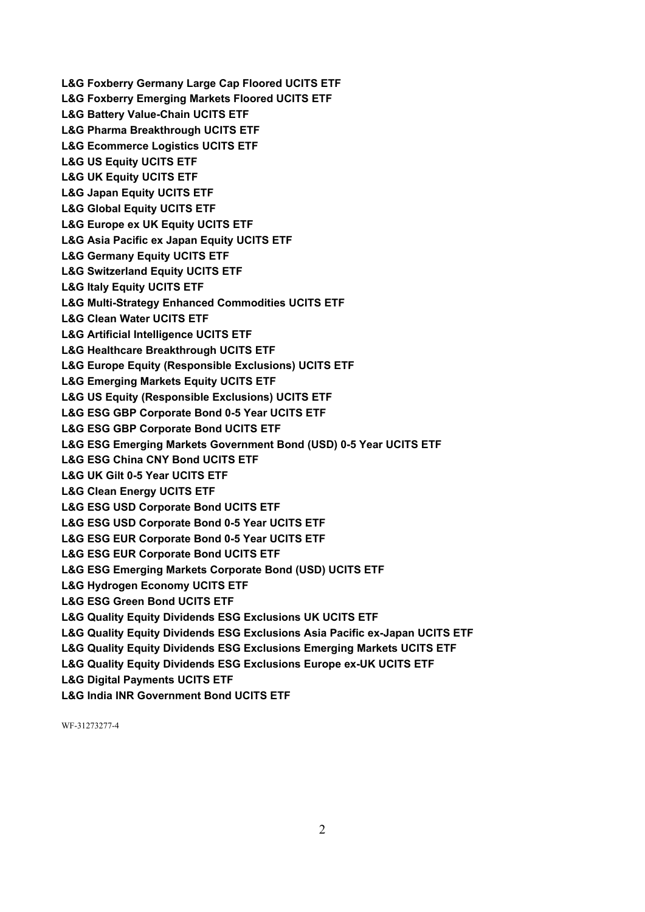**L&G Foxberry Germany Large Cap Floored UCITS ETF**

**L&G Foxberry Emerging Markets Floored UCITS ETF**

**L&G Battery Value-Chain UCITS ETF**

**L&G Pharma Breakthrough UCITS ETF**

**L&G Ecommerce Logistics UCITS ETF**

**L&G US Equity UCITS ETF**

**L&G UK Equity UCITS ETF**

**L&G Japan Equity UCITS ETF**

**L&G Global Equity UCITS ETF**

**L&G Europe ex UK Equity UCITS ETF**

**L&G Asia Pacific ex Japan Equity UCITS ETF**

**L&G Germany Equity UCITS ETF**

**L&G Switzerland Equity UCITS ETF**

**L&G Italy Equity UCITS ETF**

**L&G Multi-Strategy Enhanced Commodities UCITS ETF**

**L&G Clean Water UCITS ETF**

**L&G Artificial Intelligence UCITS ETF**

**L&G Healthcare Breakthrough UCITS ETF**

**L&G Europe Equity (Responsible Exclusions) UCITS ETF**

**L&G Emerging Markets Equity UCITS ETF**

**L&G US Equity (Responsible Exclusions) UCITS ETF**

**L&G ESG GBP Corporate Bond 0-5 Year UCITS ETF**

**L&G ESG GBP Corporate Bond UCITS ETF**

**L&G ESG Emerging Markets Government Bond (USD) 0-5 Year UCITS ETF**

**L&G ESG China CNY Bond UCITS ETF**

**L&G UK Gilt 0-5 Year UCITS ETF**

**L&G Clean Energy UCITS ETF**

**L&G ESG USD Corporate Bond UCITS ETF**

**L&G ESG USD Corporate Bond 0-5 Year UCITS ETF**

**L&G ESG EUR Corporate Bond 0-5 Year UCITS ETF**

**L&G ESG EUR Corporate Bond UCITS ETF**

**L&G ESG Emerging Markets Corporate Bond (USD) UCITS ETF**

**L&G Hydrogen Economy UCITS ETF**

**L&G ESG Green Bond UCITS ETF**

**L&G Quality Equity Dividends ESG Exclusions UK UCITS ETF**

**L&G Quality Equity Dividends ESG Exclusions Asia Pacific ex-Japan UCITS ETF**

**L&G Quality Equity Dividends ESG Exclusions Emerging Markets UCITS ETF**

**L&G Quality Equity Dividends ESG Exclusions Europe ex-UK UCITS ETF**

**L&G Digital Payments UCITS ETF**

**L&G India INR Government Bond UCITS ETF**

WF-31273277-4